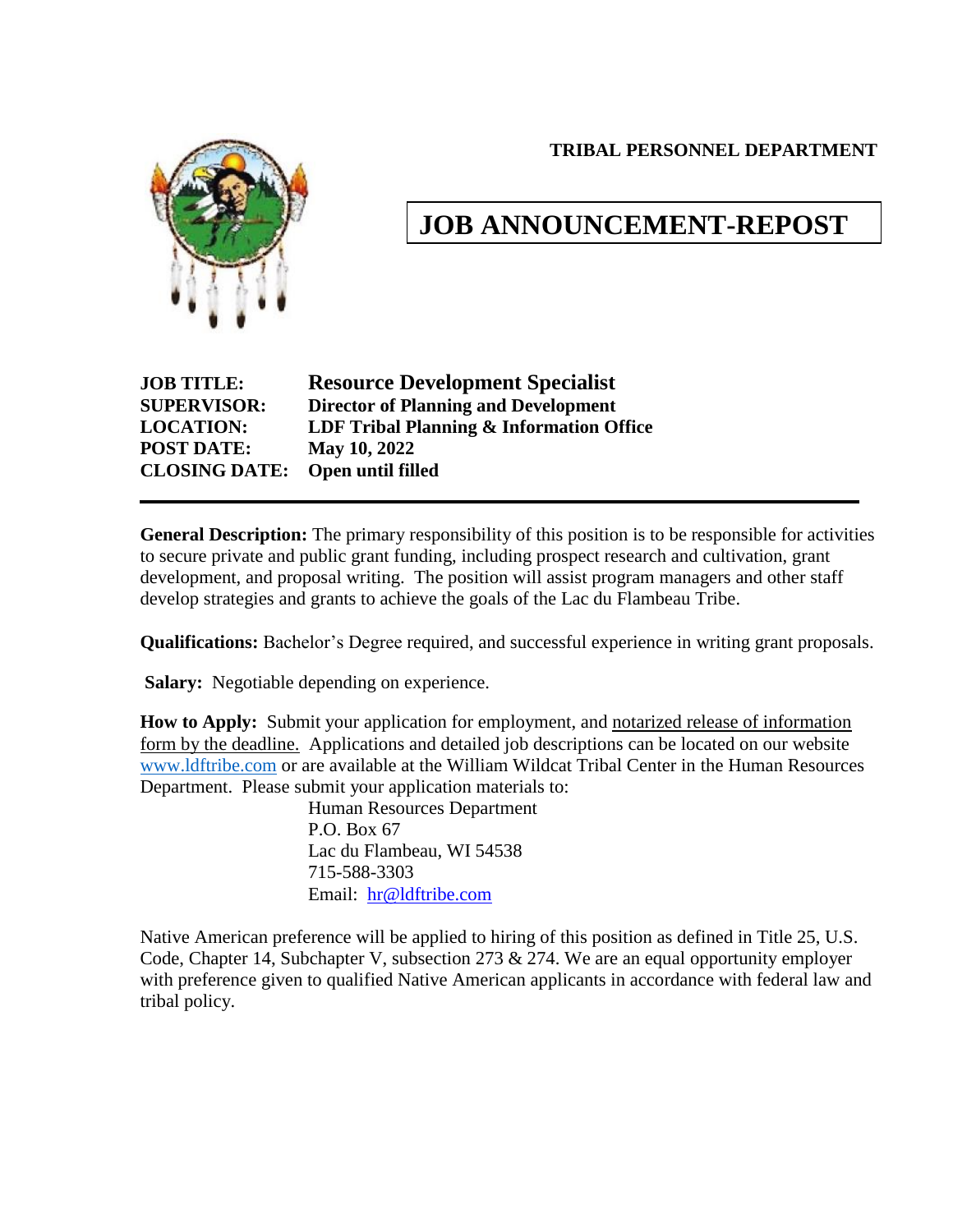**TRIBAL PERSONNEL DEPARTMENT**

# JOB ANNOUNCEMENT-REPOST

**JOB TITLE:** **Resource Development Specialist**
**SUPERVISOR:** **Director of Planning and Development**
**LOCATION:** **LDF Tribal Planning & Information Office**
**POST DATE:** **May 10, 2022**
**CLOSING DATE:** **Open until filled**

---

**General Description:** The primary responsibility of this position is to be responsible for activities to secure private and public grant funding, including prospect research and cultivation, grant development, and proposal writing. The position will assist program managers and other staff develop strategies and grants to achieve the goals of the Lac du Flambeau Tribe.

**Qualifications:** Bachelor's Degree required, and successful experience in writing grant proposals.

**Salary:** Negotiable depending on experience.

**How to Apply:** Submit your application for employment, and notarized release of information form by the deadline. Applications and detailed job descriptions can be located on our website www.ldftribe.com or are available at the William Wildcat Tribal Center in the Human Resources Department. Please submit your application materials to:

Human Resources Department
P.O. Box 67
Lac du Flambeau, WI 54538
715-588-3303
Email: hr@ldftribe.com

Native American preference will be applied to hiring of this position as defined in Title 25, U.S. Code, Chapter 14, Subchapter V, subsection 273 & 274. We are an equal opportunity employer with preference given to qualified Native American applicants in accordance with federal law and tribal policy.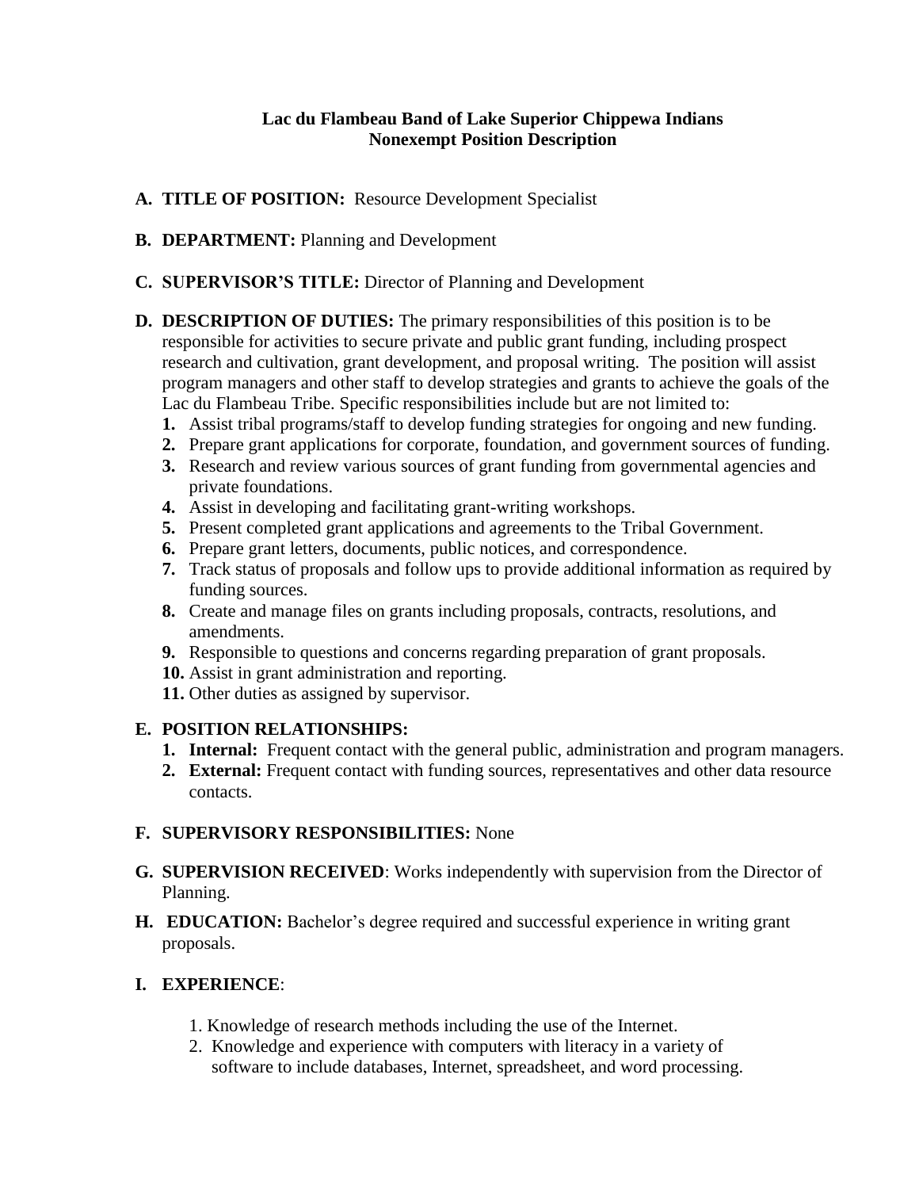**Lac du Flambeau Band of Lake Superior Chippewa Indians**
**Nonexempt Position Description**

**A. TITLE OF POSITION:** Resource Development Specialist

**B. DEPARTMENT:** Planning and Development

**C. SUPERVISOR'S TITLE:** Director of Planning and Development

**D. DESCRIPTION OF DUTIES:** The primary responsibilities of this position is to be responsible for activities to secure private and public grant funding, including prospect research and cultivation, grant development, and proposal writing. The position will assist program managers and other staff to develop strategies and grants to achieve the goals of the Lac du Flambeau Tribe. Specific responsibilities include but are not limited to:

1. Assist tribal programs/staff to develop funding strategies for ongoing and new funding.
2. Prepare grant applications for corporate, foundation, and government sources of funding.
3. Research and review various sources of grant funding from governmental agencies and private foundations.
4. Assist in developing and facilitating grant-writing workshops.
5. Present completed grant applications and agreements to the Tribal Government.
6. Prepare grant letters, documents, public notices, and correspondence.
7. Track status of proposals and follow ups to provide additional information as required by funding sources.
8. Create and manage files on grants including proposals, contracts, resolutions, and amendments.
9. Responsible to questions and concerns regarding preparation of grant proposals.
10. Assist in grant administration and reporting.
11. Other duties as assigned by supervisor.

**E. POSITION RELATIONSHIPS:**

1. **Internal:** Frequent contact with the general public, administration and program managers.
2. **External:** Frequent contact with funding sources, representatives and other data resource contacts.

**F. SUPERVISORY RESPONSIBILITIES:** None

**G. SUPERVISION RECEIVED**: Works independently with supervision from the Director of Planning.

**H. EDUCATION:** Bachelor's degree required and successful experience in writing grant proposals.

**I. EXPERIENCE**:

1. Knowledge of research methods including the use of the Internet.
2. Knowledge and experience with computers with literacy in a variety of software to include databases, Internet, spreadsheet, and word processing.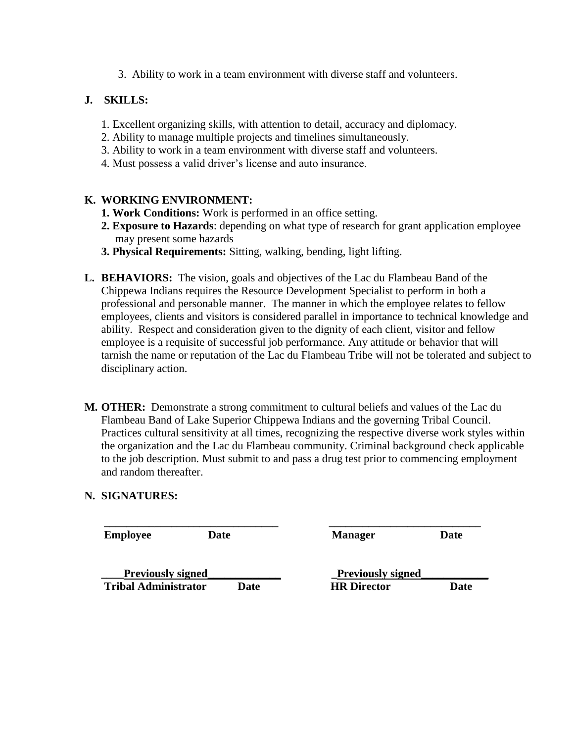3. Ability to work in a team environment with diverse staff and volunteers.

**J. SKILLS:**

1. Excellent organizing skills, with attention to detail, accuracy and diplomacy.
2. Ability to manage multiple projects and timelines simultaneously.
3. Ability to work in a team environment with diverse staff and volunteers.
4. Must possess a valid driver's license and auto insurance.

**K. WORKING ENVIRONMENT:**

**1. Work Conditions:** Work is performed in an office setting.
**2. Exposure to Hazards**: depending on what type of research for grant application employee may present some hazards
**3. Physical Requirements:** Sitting, walking, bending, light lifting.

**L. BEHAVIORS:** The vision, goals and objectives of the Lac du Flambeau Band of the Chippewa Indians requires the Resource Development Specialist to perform in both a professional and personable manner. The manner in which the employee relates to fellow employees, clients and visitors is considered parallel in importance to technical knowledge and ability. Respect and consideration given to the dignity of each client, visitor and fellow employee is a requisite of successful job performance. Any attitude or behavior that will tarnish the name or reputation of the Lac du Flambeau Tribe will not be tolerated and subject to disciplinary action.

**M. OTHER:** Demonstrate a strong commitment to cultural beliefs and values of the Lac du Flambeau Band of Lake Superior Chippewa Indians and the governing Tribal Council. Practices cultural sensitivity at all times, recognizing the respective diverse work styles within the organization and the Lac du Flambeau community. Criminal background check applicable to the job description. Must submit to and pass a drug test prior to commencing employment and random thereafter.

**N. SIGNATURES:**

_______________________________ &nbsp;&nbsp;&nbsp;&nbsp; ___________________________
**Employee** &nbsp;&nbsp;&nbsp; **Date** &nbsp;&nbsp;&nbsp;&nbsp;&nbsp;&nbsp;&nbsp;&nbsp; **Manager** &nbsp;&nbsp;&nbsp; **Date**

____**Previously signed**_____________ &nbsp;&nbsp;&nbsp;&nbsp; _**Previously signed**____________
**Tribal Administrator** &nbsp;&nbsp;&nbsp; **Date** &nbsp;&nbsp;&nbsp;&nbsp;&nbsp;&nbsp;&nbsp;&nbsp; **HR Director** &nbsp;&nbsp;&nbsp; **Date**